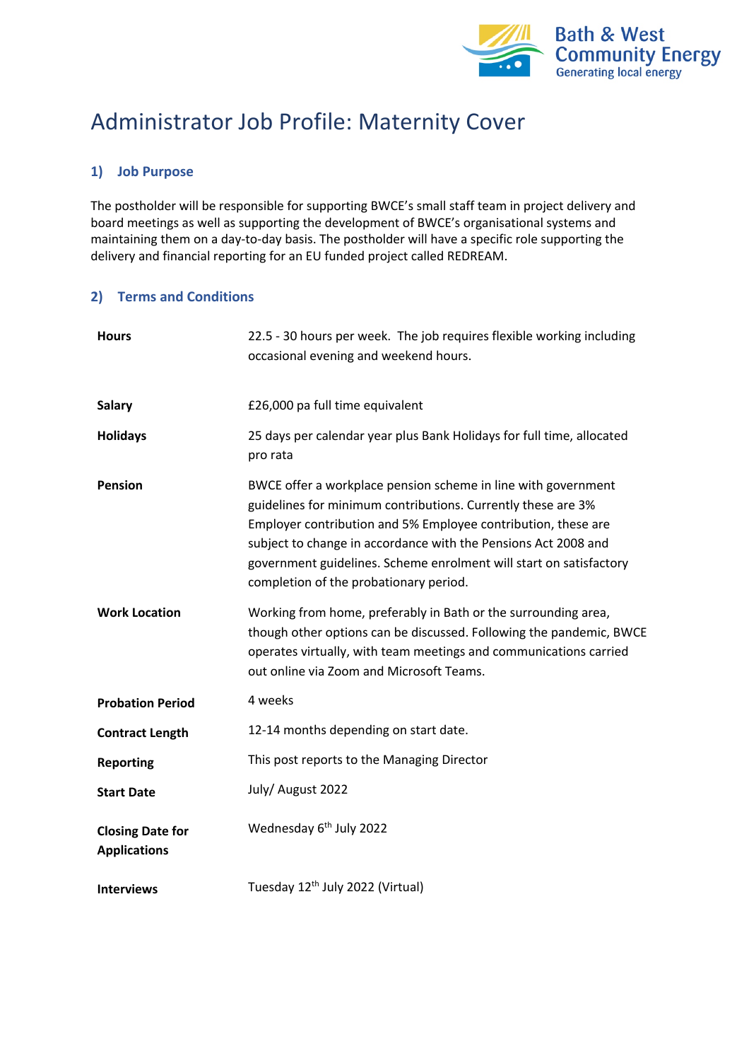Bath & West Community Energy
Generating local energy

# Administrator Job Profile: Maternity Cover

## 1) Job Purpose

The postholder will be responsible for supporting BWCE's small staff team in project delivery and board meetings as well as supporting the development of BWCE's organisational systems and maintaining them on a day-to-day basis. The postholder will have a specific role supporting the delivery and financial reporting for an EU funded project called REDREAM.

## 2) Terms and Conditions

| | |
|---|---|
| **Hours** | 22.5 - 30 hours per week. The job requires flexible working including occasional evening and weekend hours. |
| **Salary** | £26,000 pa full time equivalent |
| **Holidays** | 25 days per calendar year plus Bank Holidays for full time, allocated pro rata |
| **Pension** | BWCE offer a workplace pension scheme in line with government guidelines for minimum contributions. Currently these are 3% Employer contribution and 5% Employee contribution, these are subject to change in accordance with the Pensions Act 2008 and government guidelines. Scheme enrolment will start on satisfactory completion of the probationary period. |
| **Work Location** | Working from home, preferably in Bath or the surrounding area, though other options can be discussed. Following the pandemic, BWCE operates virtually, with team meetings and communications carried out online via Zoom and Microsoft Teams. |
| **Probation Period** | 4 weeks |
| **Contract Length** | 12-14 months depending on start date. |
| **Reporting** | This post reports to the Managing Director |
| **Start Date** | July/ August 2022 |
| **Closing Date for Applications** | Wednesday 6th July 2022 |
| **Interviews** | Tuesday 12th July 2022 (Virtual) |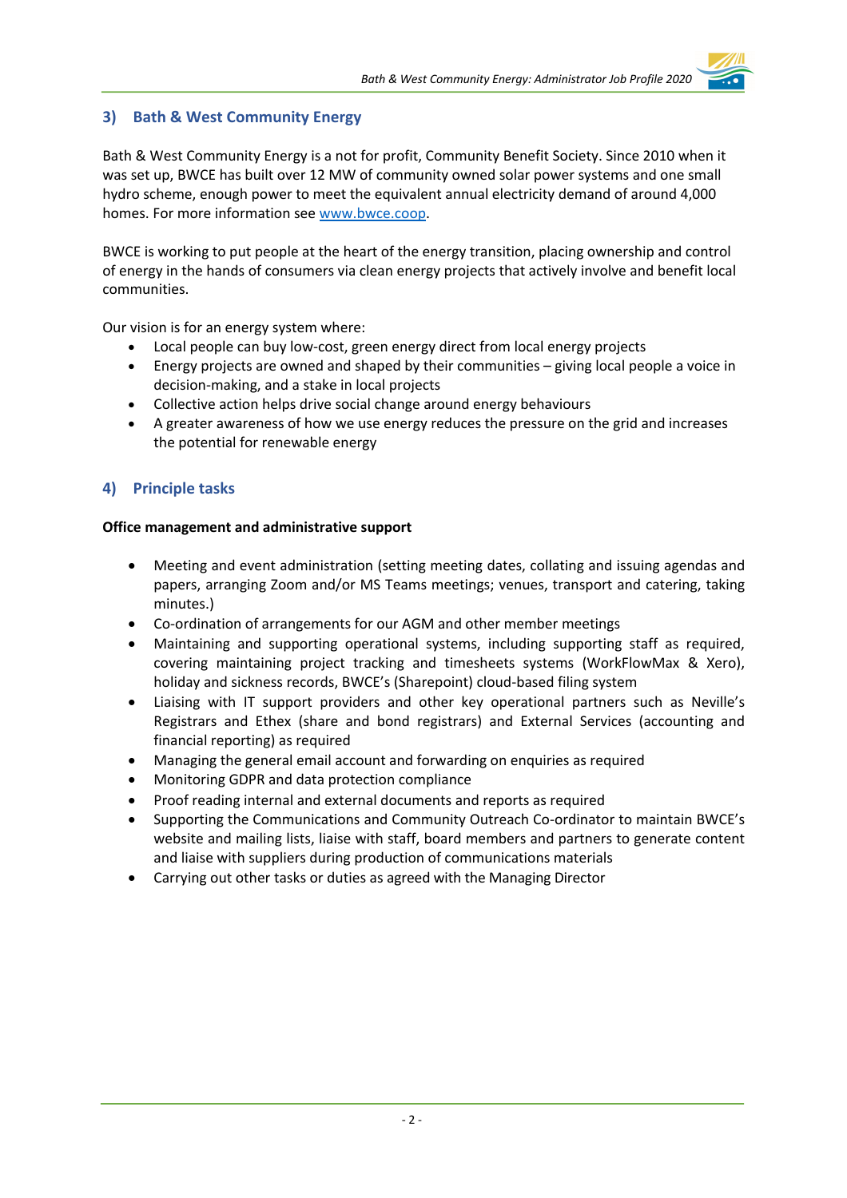## 3) Bath & West Community Energy

Bath & West Community Energy is a not for profit, Community Benefit Society. Since 2010 when it was set up, BWCE has built over 12 MW of community owned solar power systems and one small hydro scheme, enough power to meet the equivalent annual electricity demand of around 4,000 homes. For more information see [www.bwce.coop](www.bwce.coop).

BWCE is working to put people at the heart of the energy transition, placing ownership and control of energy in the hands of consumers via clean energy projects that actively involve and benefit local communities.

Our vision is for an energy system where:

- Local people can buy low-cost, green energy direct from local energy projects
- Energy projects are owned and shaped by their communities – giving local people a voice in decision-making, and a stake in local projects
- Collective action helps drive social change around energy behaviours
- A greater awareness of how we use energy reduces the pressure on the grid and increases the potential for renewable energy

## 4) Principle tasks

**Office management and administrative support**

- Meeting and event administration (setting meeting dates, collating and issuing agendas and papers, arranging Zoom and/or MS Teams meetings; venues, transport and catering, taking minutes.)
- Co-ordination of arrangements for our AGM and other member meetings
- Maintaining and supporting operational systems, including supporting staff as required, covering maintaining project tracking and timesheets systems (WorkFlowMax & Xero), holiday and sickness records, BWCE's (Sharepoint) cloud-based filing system
- Liaising with IT support providers and other key operational partners such as Neville's Registrars and Ethex (share and bond registrars) and External Services (accounting and financial reporting) as required
- Managing the general email account and forwarding on enquiries as required
- Monitoring GDPR and data protection compliance
- Proof reading internal and external documents and reports as required
- Supporting the Communications and Community Outreach Co-ordinator to maintain BWCE's website and mailing lists, liaise with staff, board members and partners to generate content and liaise with suppliers during production of communications materials
- Carrying out other tasks or duties as agreed with the Managing Director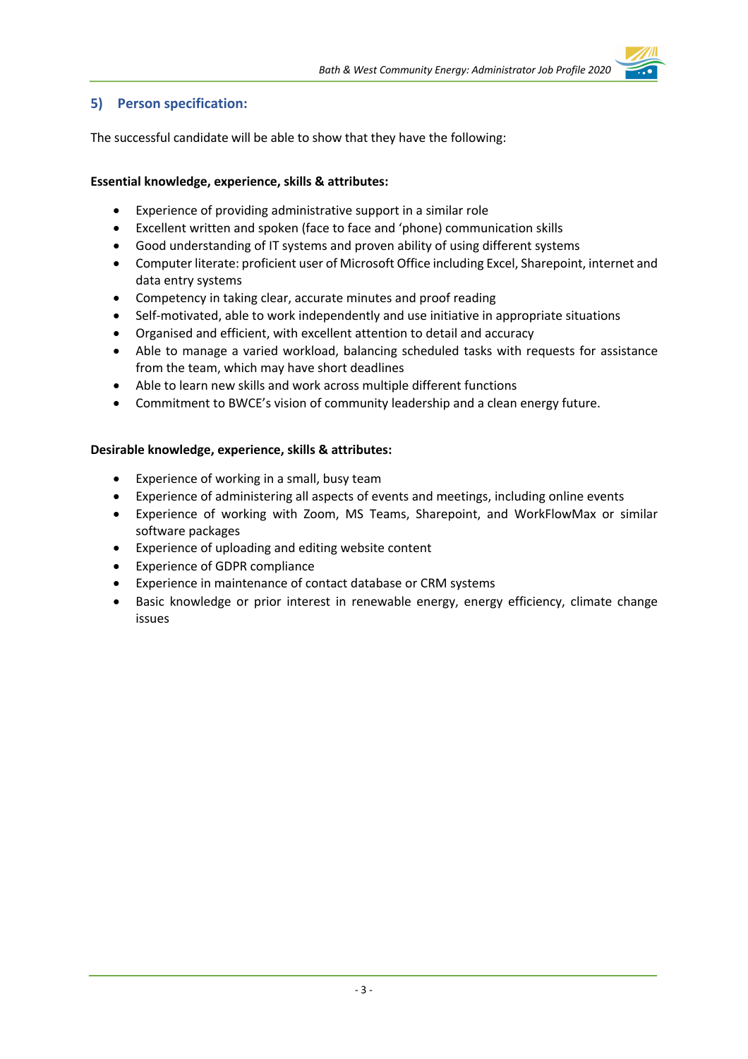## 5) Person specification:

The successful candidate will be able to show that they have the following:

**Essential knowledge, experience, skills & attributes:**

- Experience of providing administrative support in a similar role
- Excellent written and spoken (face to face and 'phone) communication skills
- Good understanding of IT systems and proven ability of using different systems
- Computer literate: proficient user of Microsoft Office including Excel, Sharepoint, internet and data entry systems
- Competency in taking clear, accurate minutes and proof reading
- Self-motivated, able to work independently and use initiative in appropriate situations
- Organised and efficient, with excellent attention to detail and accuracy
- Able to manage a varied workload, balancing scheduled tasks with requests for assistance from the team, which may have short deadlines
- Able to learn new skills and work across multiple different functions
- Commitment to BWCE's vision of community leadership and a clean energy future.

**Desirable knowledge, experience, skills & attributes:**

- Experience of working in a small, busy team
- Experience of administering all aspects of events and meetings, including online events
- Experience of working with Zoom, MS Teams, Sharepoint, and WorkFlowMax or similar software packages
- Experience of uploading and editing website content
- Experience of GDPR compliance
- Experience in maintenance of contact database or CRM systems
- Basic knowledge or prior interest in renewable energy, energy efficiency, climate change issues